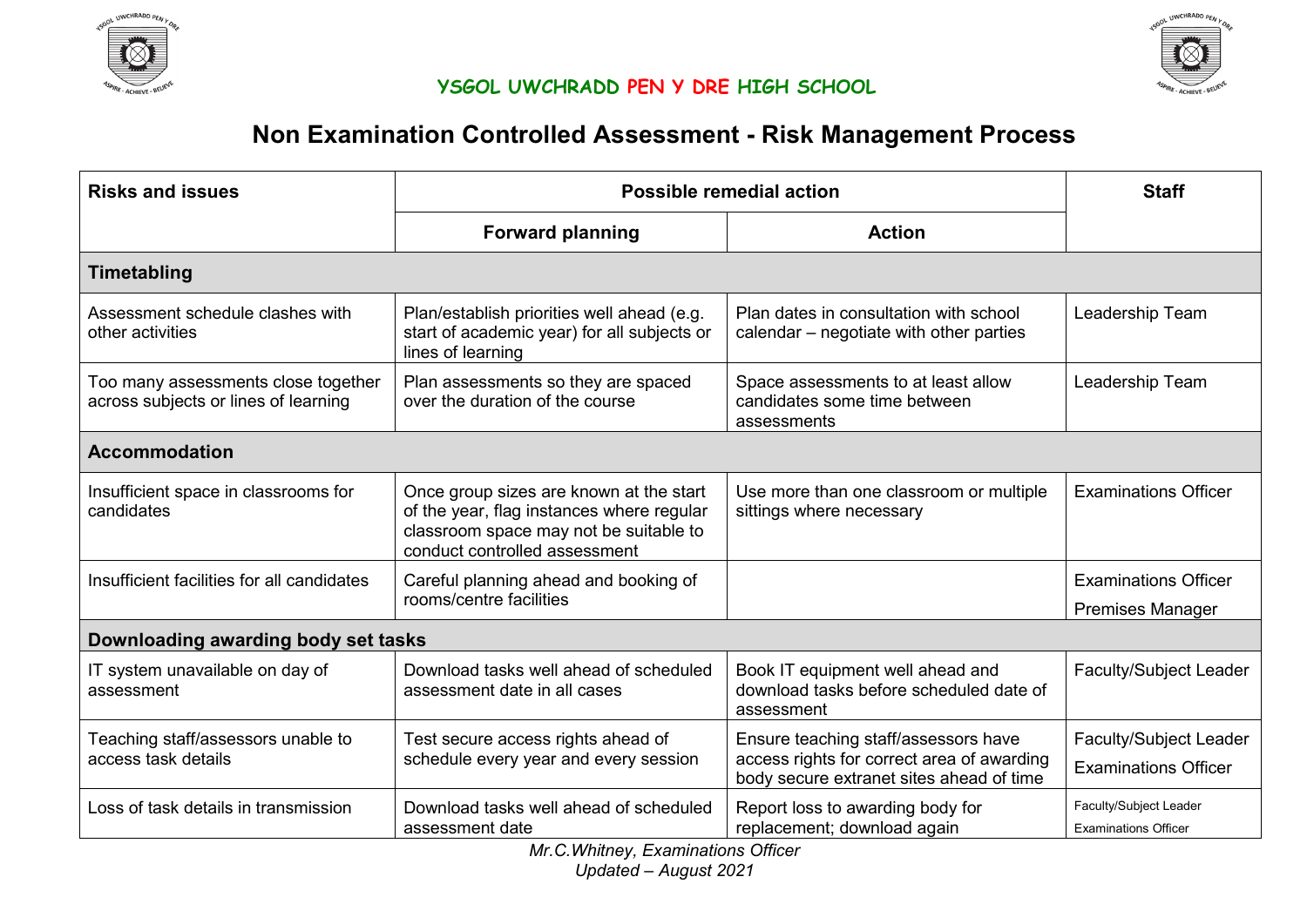YSGOL UWCHRADD PEN Y DRE HIGH SCHOOL

# Non Examination Controlled Assessment - Risk Management Process

| Risks and issues | Possible remedial action | | Staff |
|---|---|---|---|
| | Forward planning | Action | |
| **Timetabling** | | | |
| Assessment schedule clashes with other activities | Plan/establish priorities well ahead (e.g. start of academic year) for all subjects or lines of learning | Plan dates in consultation with school calendar – negotiate with other parties | Leadership Team |
| Too many assessments close together across subjects or lines of learning | Plan assessments so they are spaced over the duration of the course | Space assessments to at least allow candidates some time between assessments | Leadership Team |
| **Accommodation** | | | |
| Insufficient space in classrooms for candidates | Once group sizes are known at the start of the year, flag instances where regular classroom space may not be suitable to conduct controlled assessment | Use more than one classroom or multiple sittings where necessary | Examinations Officer |
| Insufficient facilities for all candidates | Careful planning ahead and booking of rooms/centre facilities | | Examinations Officer<br>Premises Manager |
| **Downloading awarding body set tasks** | | | |
| IT system unavailable on day of assessment | Download tasks well ahead of scheduled assessment date in all cases | Book IT equipment well ahead and download tasks before scheduled date of assessment | Faculty/Subject Leader |
| Teaching staff/assessors unable to access task details | Test secure access rights ahead of schedule every year and every session | Ensure teaching staff/assessors have access rights for correct area of awarding body secure extranet sites ahead of time | Faculty/Subject Leader<br>Examinations Officer |
| Loss of task details in transmission | Download tasks well ahead of scheduled assessment date | Report loss to awarding body for replacement; download again | Faculty/Subject Leader<br>Examinations Officer |

*Mr.C.Whitney, Examinations Officer*
*Updated – August 2021*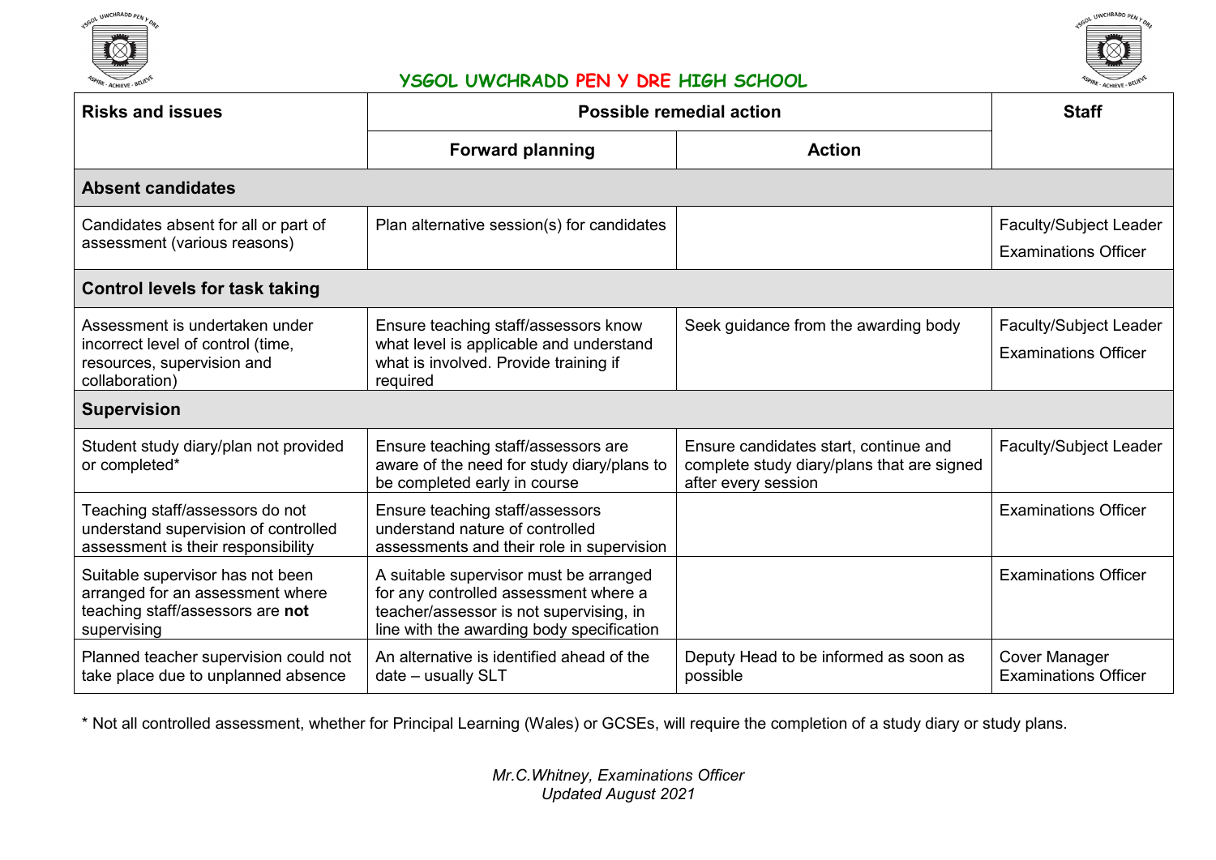# YSGOL UWCHRADD PEN Y DRE HIGH SCHOOL

| Risks and issues | Possible remedial action | | Staff |
|---|---|---|---|
| | Forward planning | Action | |
| **Absent candidates** | | | |
| Candidates absent for all or part of assessment (various reasons) | Plan alternative session(s) for candidates | | Faculty/Subject Leader<br>Examinations Officer |
| **Control levels for task taking** | | | |
| Assessment is undertaken under incorrect level of control (time, resources, supervision and collaboration) | Ensure teaching staff/assessors know what level is applicable and understand what is involved. Provide training if required | Seek guidance from the awarding body | Faculty/Subject Leader<br>Examinations Officer |
| **Supervision** | | | |
| Student study diary/plan not provided or completed* | Ensure teaching staff/assessors are aware of the need for study diary/plans to be completed early in course | Ensure candidates start, continue and complete study diary/plans that are signed after every session | Faculty/Subject Leader |
| Teaching staff/assessors do not understand supervision of controlled assessment is their responsibility | Ensure teaching staff/assessors understand nature of controlled assessments and their role in supervision | | Examinations Officer |
| Suitable supervisor has not been arranged for an assessment where teaching staff/assessors are **not** supervising | A suitable supervisor must be arranged for any controlled assessment where a teacher/assessor is not supervising, in line with the awarding body specification | | Examinations Officer |
| Planned teacher supervision could not take place due to unplanned absence | An alternative is identified ahead of the date – usually SLT | Deputy Head to be informed as soon as possible | Cover Manager<br>Examinations Officer |

\* Not all controlled assessment, whether for Principal Learning (Wales) or GCSEs, will require the completion of a study diary or study plans.

*Mr.C.Whitney, Examinations Officer*
*Updated August 2021*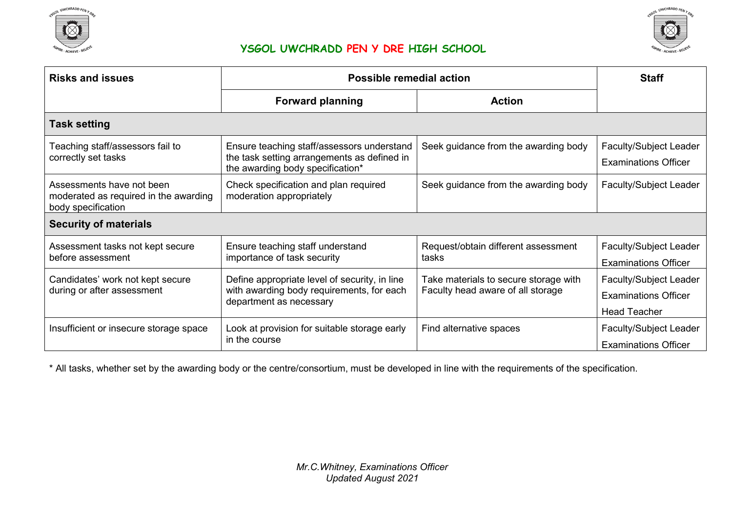**YSGOL UWCHRADD PEN Y DRE HIGH SCHOOL**

| Risks and issues | Possible remedial action | | Staff |
|---|---|---|---|
| | **Forward planning** | **Action** | |
| **Task setting** | | | |
| Teaching staff/assessors fail to correctly set tasks | Ensure teaching staff/assessors understand the task setting arrangements as defined in the awarding body specification* | Seek guidance from the awarding body | Faculty/Subject Leader<br>Examinations Officer |
| Assessments have not been moderated as required in the awarding body specification | Check specification and plan required moderation appropriately | Seek guidance from the awarding body | Faculty/Subject Leader |
| **Security of materials** | | | |
| Assessment tasks not kept secure before assessment | Ensure teaching staff understand importance of task security | Request/obtain different assessment tasks | Faculty/Subject Leader<br>Examinations Officer |
| Candidates' work not kept secure during or after assessment | Define appropriate level of security, in line with awarding body requirements, for each department as necessary | Take materials to secure storage with Faculty head aware of all storage | Faculty/Subject Leader<br>Examinations Officer<br>Head Teacher |
| Insufficient or insecure storage space | Look at provision for suitable storage early in the course | Find alternative spaces | Faculty/Subject Leader<br>Examinations Officer |

* All tasks, whether set by the awarding body or the centre/consortium, must be developed in line with the requirements of the specification.

*Mr.C.Whitney, Examinations Officer*
*Updated August 2021*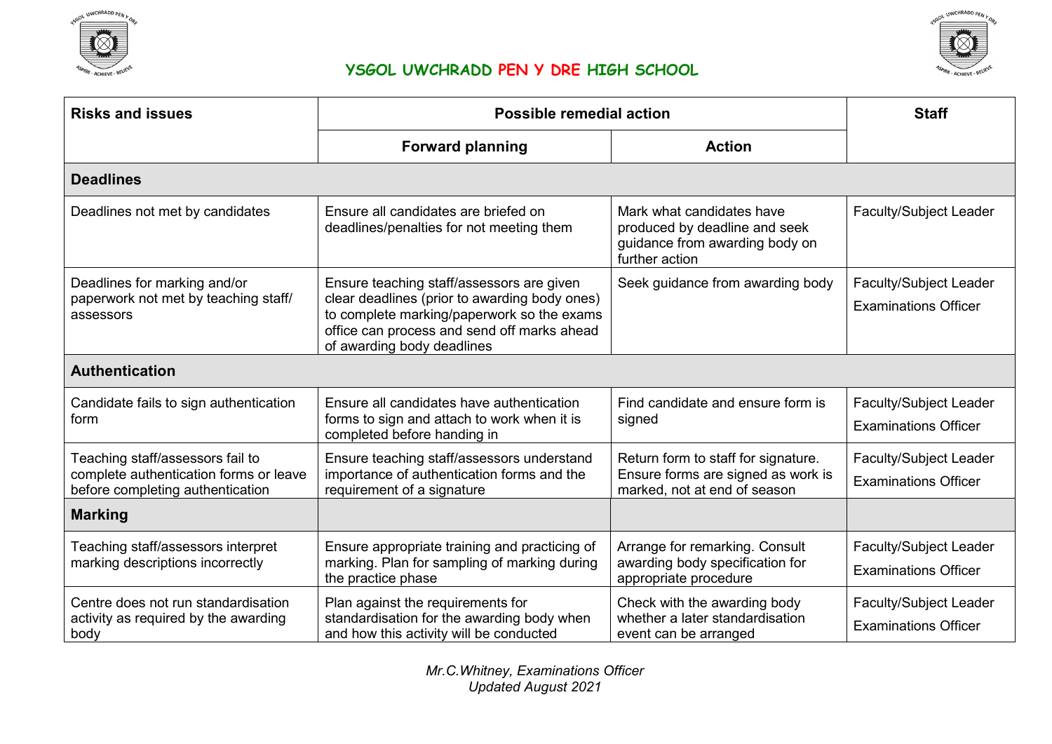| Risks and issues | Possible remedial action | | Staff |
|---|---|---|---|
| | Forward planning | Action | |
| **Deadlines** | | | |
| Deadlines not met by candidates | Ensure all candidates are briefed on deadlines/penalties for not meeting them | Mark what candidates have produced by deadline and seek guidance from awarding body on further action | Faculty/Subject Leader |
| Deadlines for marking and/or paperwork not met by teaching staff/ assessors | Ensure teaching staff/assessors are given clear deadlines (prior to awarding body ones) to complete marking/paperwork so the exams office can process and send off marks ahead of awarding body deadlines | Seek guidance from awarding body | Faculty/Subject Leader<br>Examinations Officer |
| **Authentication** | | | |
| Candidate fails to sign authentication form | Ensure all candidates have authentication forms to sign and attach to work when it is completed before handing in | Find candidate and ensure form is signed | Faculty/Subject Leader<br>Examinations Officer |
| Teaching staff/assessors fail to complete authentication forms or leave before completing authentication | Ensure teaching staff/assessors understand importance of authentication forms and the requirement of a signature | Return form to staff for signature. Ensure forms are signed as work is marked, not at end of season | Faculty/Subject Leader<br>Examinations Officer |
| **Marking** | | | |
| Teaching staff/assessors interpret marking descriptions incorrectly | Ensure appropriate training and practicing of marking. Plan for sampling of marking during the practice phase | Arrange for remarking. Consult awarding body specification for appropriate procedure | Faculty/Subject Leader<br>Examinations Officer |
| Centre does not run standardisation activity as required by the awarding body | Plan against the requirements for standardisation for the awarding body when and how this activity will be conducted | Check with the awarding body whether a later standardisation event can be arranged | Faculty/Subject Leader<br>Examinations Officer |

*Mr.C.Whitney, Examinations Officer*
*Updated August 2021*